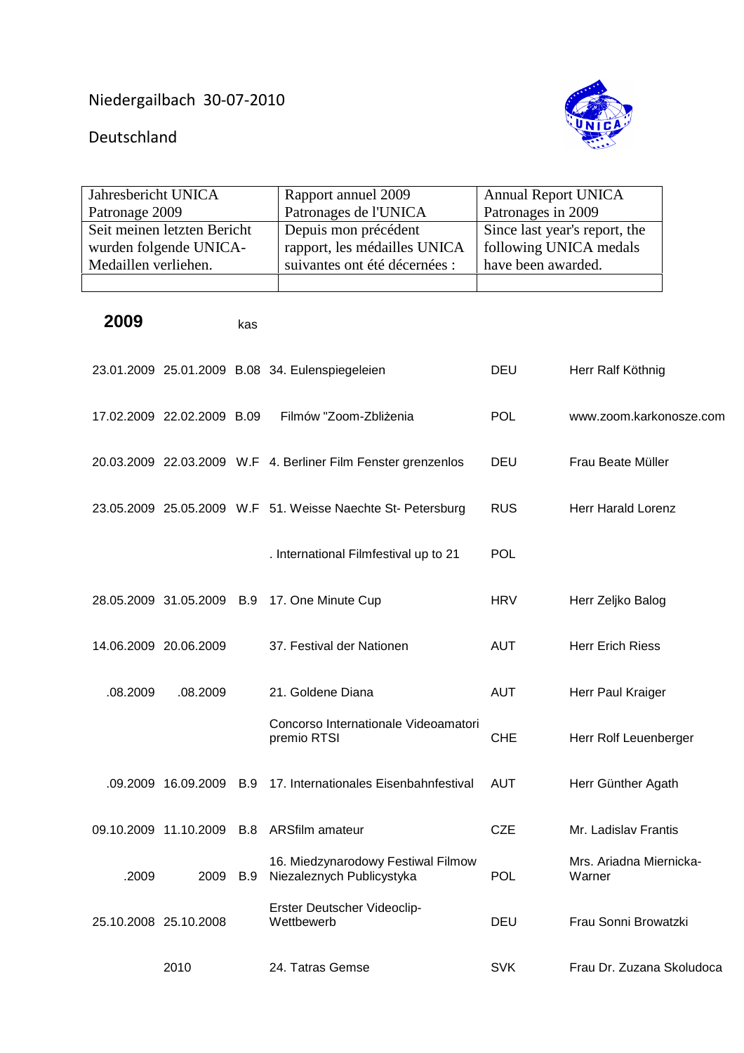Niedergailbach 30-07-2010

Deutschland

| Jahresbericht UNICA Patronage 2009 | Rapport annuel 2009 Patronages de l'UNICA | Annual Report UNICA Patronages in 2009 |
|---|---|---|
| Seit meinen letzten Bericht wurden folgende UNICA-Medaillen verliehen. | Depuis mon précédent rapport, les médailles UNICA suivantes ont été décernées : | Since last year's report, the following UNICA medals have been awarded. |
| | | |

| **2009** | | kas | | | |
|---|---|---|---|---|---|
| 23.01.2009 | 25.01.2009 | B.08 | 34. Eulenspiegeleien | DEU | Herr Ralf Köthnig |
| 17.02.2009 | 22.02.2009 | B.09 | Filmów "Zoom-Zbliżenia | POL | www.zoom.karkonosze.com |
| 20.03.2009 | 22.03.2009 | W.F | 4. Berliner Film Fenster grenzenlos | DEU | Frau Beate Müller |
| 23.05.2009 | 25.05.2009 | W.F | 51. Weisse Naechte St- Petersburg | RUS | Herr Harald Lorenz |
| | | | . International Filmfestival up to 21 | POL | |
| 28.05.2009 | 31.05.2009 | B.9 | 17. One Minute Cup | HRV | Herr Zeljko Balog |
| 14.06.2009 | 20.06.2009 | | 37. Festival der Nationen | AUT | Herr Erich Riess |
| .08.2009 | .08.2009 | | 21. Goldene Diana | AUT | Herr Paul Kraiger |
| | | | Concorso Internationale Videoamatori premio RTSI | CHE | Herr Rolf Leuenberger |
| .09.2009 | 16.09.2009 | B.9 | 17. Internationales Eisenbahnfestival | AUT | Herr Günther Agath |
| 09.10.2009 | 11.10.2009 | B.8 | ARSfilm amateur | CZE | Mr. Ladislav Frantis |
| .2009 | 2009 | B.9 | 16. Miedzynarodowy Festiwal Filmow Niezaleznych Publicystyka | POL | Mrs. Ariadna Miernicka-Warner |
| 25.10.2008 | 25.10.2008 | | Erster Deutscher Videoclip-Wettbewerb | DEU | Frau Sonni Browatzki |
| | 2010 | | 24. Tatras Gemse | SVK | Frau Dr. Zuzana Skoludoca |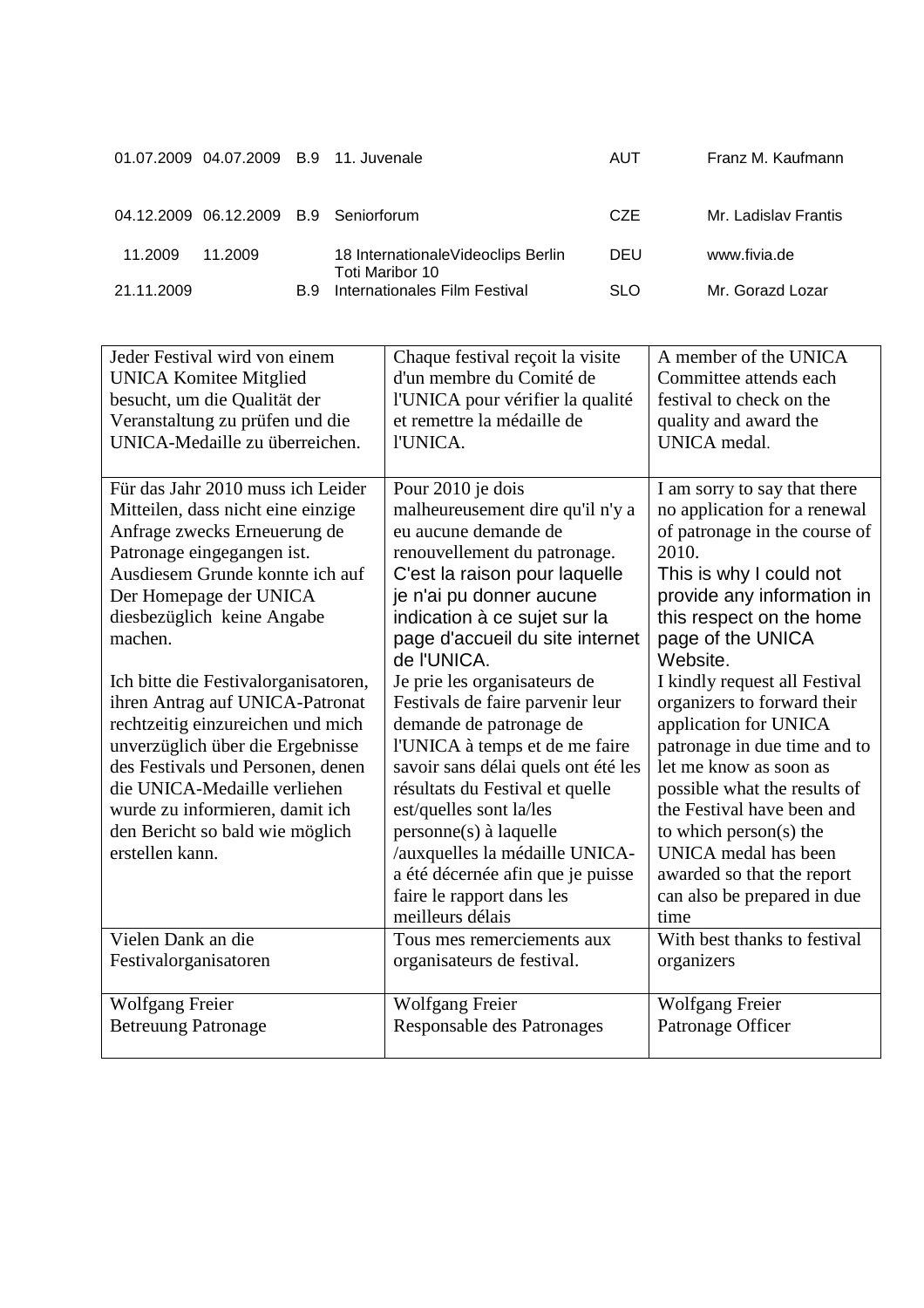| | | | | | |
|---|---|---|---|---|---|
| 01.07.2009 | 04.07.2009 | B.9 | 11. Juvenale | AUT | Franz M. Kaufmann |
| 04.12.2009 | 06.12.2009 | B.9 | Seniorforum | CZE | Mr. Ladislav Frantis |
| 11.2009 | 11.2009 | | 18 InternationaleVideoclips Berlin | DEU | www.fivia.de |
| 21.11.2009 | | B.9 | Toti Maribor 10 Internationales Film Festival | SLO | Mr. Gorazd Lozar |

| | | |
|---|---|---|
| Jeder Festival wird von einem UNICA Komitee Mitglied besucht, um die Qualität der Veranstaltung zu prüfen und die UNICA-Medaille zu überreichen. | Chaque festival reçoit la visite d'un membre du Comité de l'UNICA pour vérifier la qualité et remettre la médaille de l'UNICA. | A member of the UNICA Committee attends each festival to check on the quality and award the UNICA medal. |
| Für das Jahr 2010 muss ich Leider Mitteilen, dass nicht eine einzige Anfrage zwecks Erneuerung de Patronage eingegangen ist. Ausdiesem Grunde konnte ich auf Der Homepage der UNICA diesbezüglich keine Angabe machen.<br><br>Ich bitte die Festivalorganisatoren, ihren Antrag auf UNICA-Patronat rechtzeitig einzureichen und mich unverzüglich über die Ergebnisse des Festivals und Personen, denen die UNICA-Medaille verliehen wurde zu informieren, damit ich den Bericht so bald wie möglich erstellen kann. | Pour 2010 je dois malheureusement dire qu'il n'y a eu aucune demande de renouvellement du patronage. C'est la raison pour laquelle je n'ai pu donner aucune indication à ce sujet sur la page d'accueil du site internet de l'UNICA.<br>Je prie les organisateurs de Festivals de faire parvenir leur demande de patronage de l'UNICA à temps et de me faire savoir sans délai quels ont été les résultats du Festival et quelle est/quelles sont la/les personne(s) à laquelle /auxquelles la médaille UNICA-a été décernée afin que je puisse faire le rapport dans les meilleurs délais | I am sorry to say that there no application for a renewal of patronage in the course of 2010.<br>This is why I could not provide any information in this respect on the home page of the UNICA Website.<br>I kindly request all Festival organizers to forward their application for UNICA patronage in due time and to let me know as soon as possible what the results of the Festival have been and to which person(s) the UNICA medal has been awarded so that the report can also be prepared in due time |
| Vielen Dank an die Festivalorganisatoren | Tous mes remerciements aux organisateurs de festival. | With best thanks to festival organizers |
| Wolfgang Freier<br>Betreuung Patronage | Wolfgang Freier<br>Responsable des Patronages | Wolfgang Freier<br>Patronage Officer |